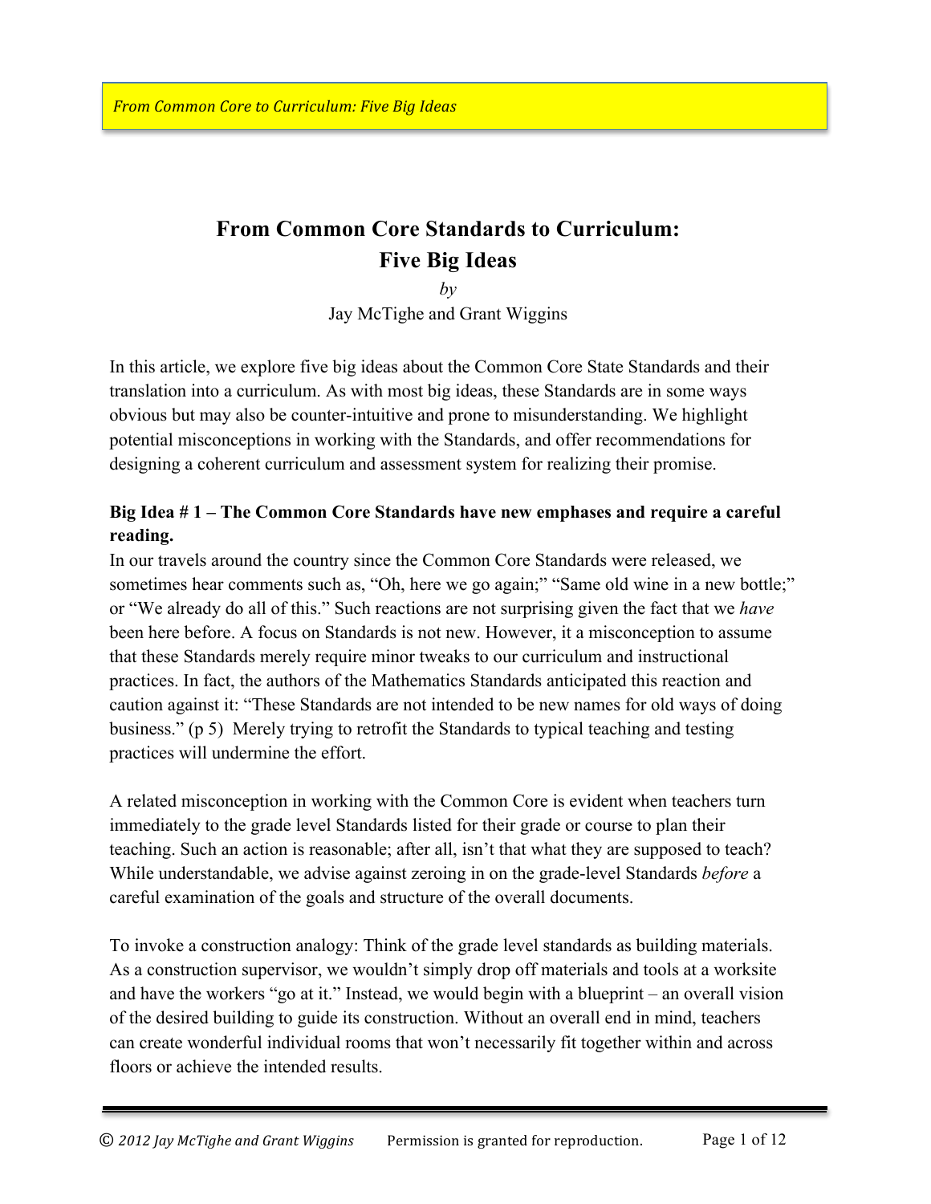# From Common Core Standards to Curriculum: Five Big Ideas

*by*

Jay McTighe and Grant Wiggins

In this article, we explore five big ideas about the Common Core State Standards and their translation into a curriculum. As with most big ideas, these Standards are in some ways obvious but may also be counter-intuitive and prone to misunderstanding. We highlight potential misconceptions in working with the Standards, and offer recommendations for designing a coherent curriculum and assessment system for realizing their promise.

**Big Idea # 1 – The Common Core Standards have new emphases and require a careful reading.**

In our travels around the country since the Common Core Standards were released, we sometimes hear comments such as, "Oh, here we go again;" "Same old wine in a new bottle;" or "We already do all of this." Such reactions are not surprising given the fact that we *have* been here before. A focus on Standards is not new. However, it a misconception to assume that these Standards merely require minor tweaks to our curriculum and instructional practices. In fact, the authors of the Mathematics Standards anticipated this reaction and caution against it: "These Standards are not intended to be new names for old ways of doing business." (p 5) Merely trying to retrofit the Standards to typical teaching and testing practices will undermine the effort.

A related misconception in working with the Common Core is evident when teachers turn immediately to the grade level Standards listed for their grade or course to plan their teaching. Such an action is reasonable; after all, isn't that what they are supposed to teach? While understandable, we advise against zeroing in on the grade-level Standards *before* a careful examination of the goals and structure of the overall documents.

To invoke a construction analogy: Think of the grade level standards as building materials. As a construction supervisor, we wouldn't simply drop off materials and tools at a worksite and have the workers "go at it." Instead, we would begin with a blueprint – an overall vision of the desired building to guide its construction. Without an overall end in mind, teachers can create wonderful individual rooms that won't necessarily fit together within and across floors or achieve the intended results.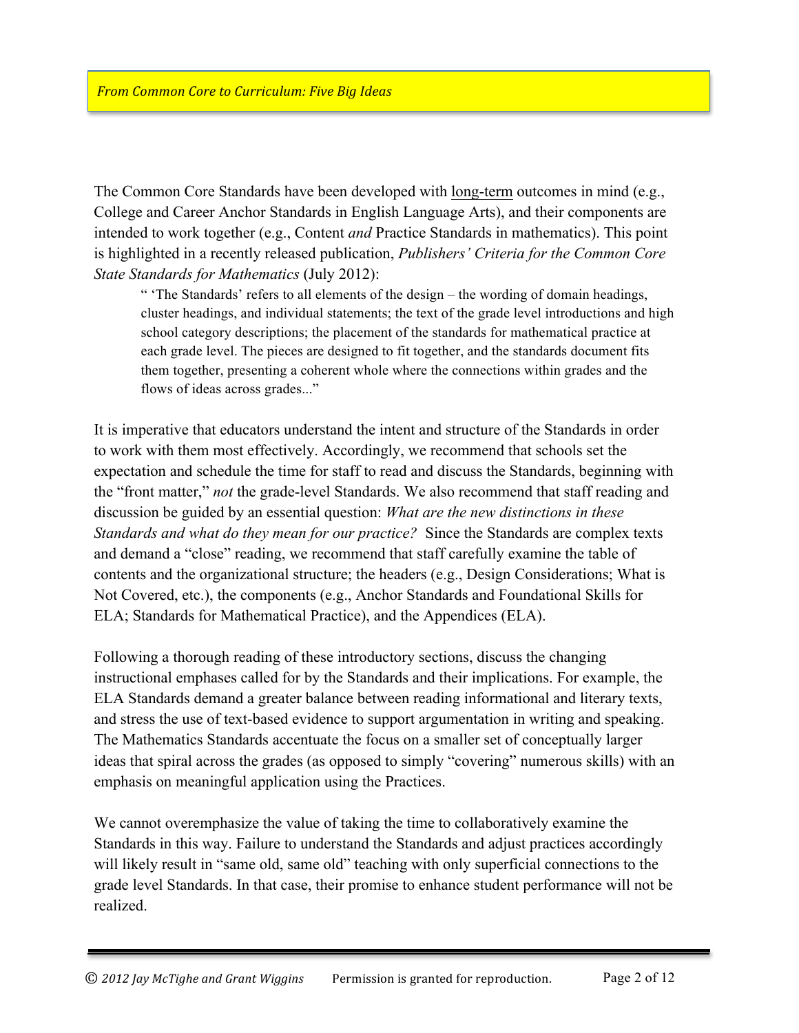The Common Core Standards have been developed with long-term outcomes in mind (e.g., College and Career Anchor Standards in English Language Arts), and their components are intended to work together (e.g., Content *and* Practice Standards in mathematics). This point is highlighted in a recently released publication, *Publishers' Criteria for the Common Core State Standards for Mathematics* (July 2012):

> " 'The Standards' refers to all elements of the design – the wording of domain headings, cluster headings, and individual statements; the text of the grade level introductions and high school category descriptions; the placement of the standards for mathematical practice at each grade level. The pieces are designed to fit together, and the standards document fits them together, presenting a coherent whole where the connections within grades and the flows of ideas across grades..."

It is imperative that educators understand the intent and structure of the Standards in order to work with them most effectively. Accordingly, we recommend that schools set the expectation and schedule the time for staff to read and discuss the Standards, beginning with the "front matter," *not* the grade-level Standards. We also recommend that staff reading and discussion be guided by an essential question: *What are the new distinctions in these Standards and what do they mean for our practice?* Since the Standards are complex texts and demand a "close" reading, we recommend that staff carefully examine the table of contents and the organizational structure; the headers (e.g., Design Considerations; What is Not Covered, etc.), the components (e.g., Anchor Standards and Foundational Skills for ELA; Standards for Mathematical Practice), and the Appendices (ELA).

Following a thorough reading of these introductory sections, discuss the changing instructional emphases called for by the Standards and their implications. For example, the ELA Standards demand a greater balance between reading informational and literary texts, and stress the use of text-based evidence to support argumentation in writing and speaking. The Mathematics Standards accentuate the focus on a smaller set of conceptually larger ideas that spiral across the grades (as opposed to simply "covering" numerous skills) with an emphasis on meaningful application using the Practices.

We cannot overemphasize the value of taking the time to collaboratively examine the Standards in this way. Failure to understand the Standards and adjust practices accordingly will likely result in "same old, same old" teaching with only superficial connections to the grade level Standards. In that case, their promise to enhance student performance will not be realized.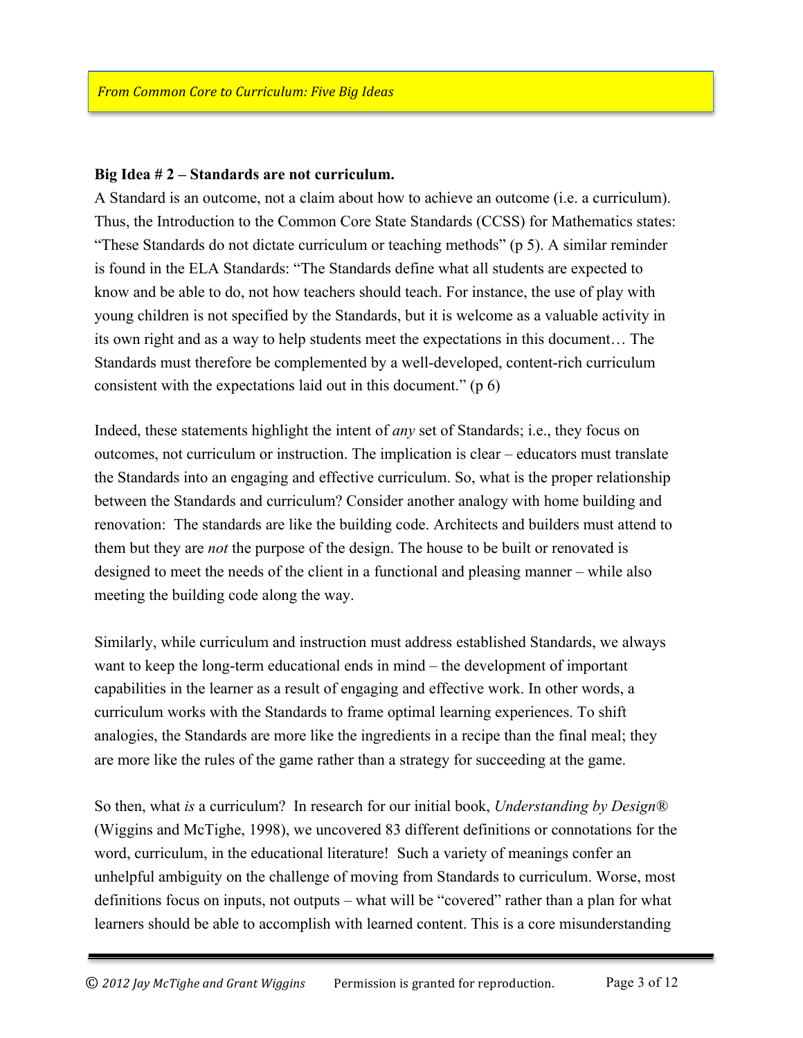**Big Idea # 2 – Standards are not curriculum.**

A Standard is an outcome, not a claim about how to achieve an outcome (i.e. a curriculum). Thus, the Introduction to the Common Core State Standards (CCSS) for Mathematics states: "These Standards do not dictate curriculum or teaching methods" (p 5). A similar reminder is found in the ELA Standards: "The Standards define what all students are expected to know and be able to do, not how teachers should teach. For instance, the use of play with young children is not specified by the Standards, but it is welcome as a valuable activity in its own right and as a way to help students meet the expectations in this document… The Standards must therefore be complemented by a well-developed, content-rich curriculum consistent with the expectations laid out in this document." (p 6)

Indeed, these statements highlight the intent of *any* set of Standards; i.e., they focus on outcomes, not curriculum or instruction. The implication is clear – educators must translate the Standards into an engaging and effective curriculum. So, what is the proper relationship between the Standards and curriculum? Consider another analogy with home building and renovation: The standards are like the building code. Architects and builders must attend to them but they are *not* the purpose of the design. The house to be built or renovated is designed to meet the needs of the client in a functional and pleasing manner – while also meeting the building code along the way.

Similarly, while curriculum and instruction must address established Standards, we always want to keep the long-term educational ends in mind – the development of important capabilities in the learner as a result of engaging and effective work. In other words, a curriculum works with the Standards to frame optimal learning experiences. To shift analogies, the Standards are more like the ingredients in a recipe than the final meal; they are more like the rules of the game rather than a strategy for succeeding at the game.

So then, what *is* a curriculum? In research for our initial book, *Understanding by Design®* (Wiggins and McTighe, 1998), we uncovered 83 different definitions or connotations for the word, curriculum, in the educational literature! Such a variety of meanings confer an unhelpful ambiguity on the challenge of moving from Standards to curriculum. Worse, most definitions focus on inputs, not outputs – what will be "covered" rather than a plan for what learners should be able to accomplish with learned content. This is a core misunderstanding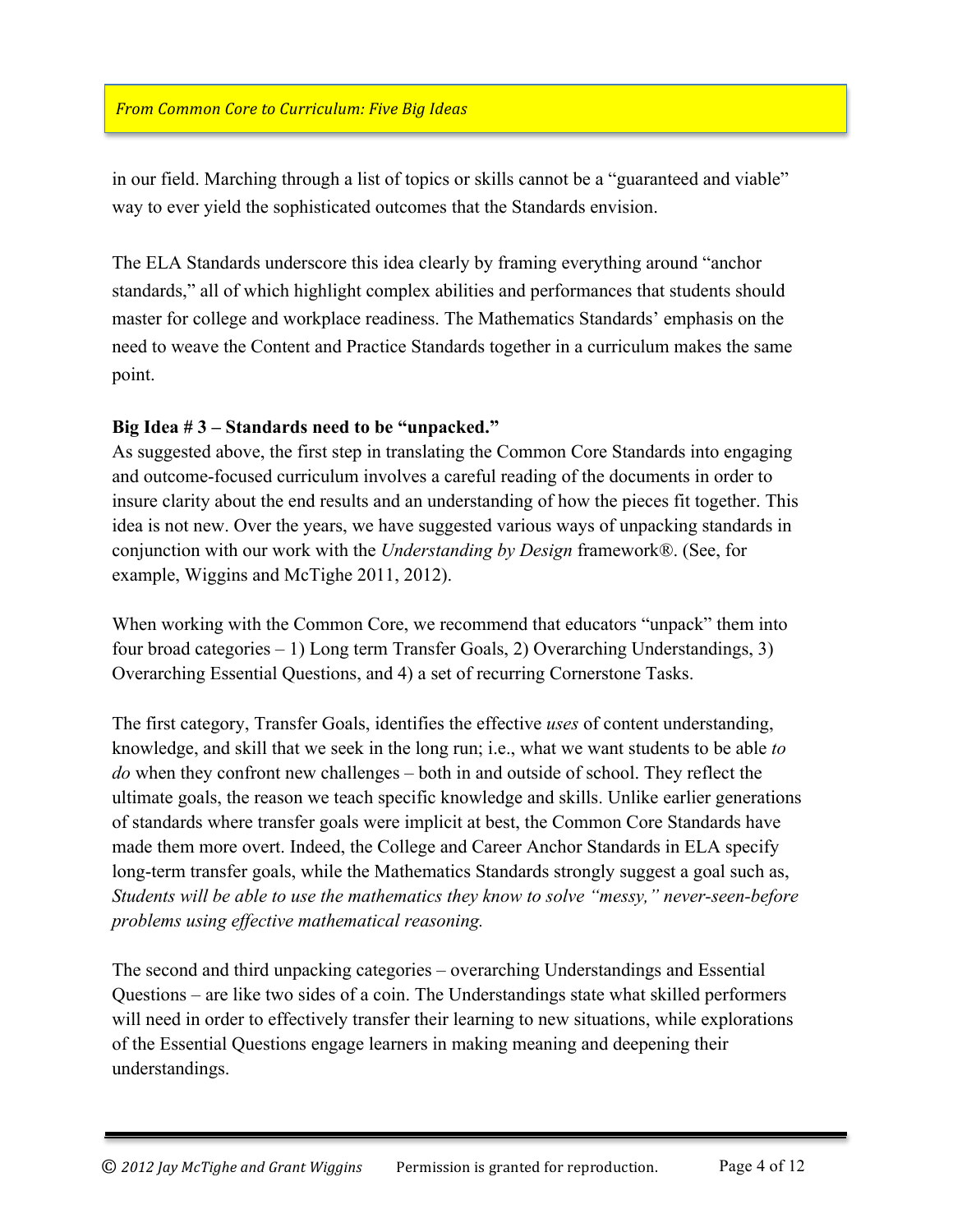in our field. Marching through a list of topics or skills cannot be a "guaranteed and viable" way to ever yield the sophisticated outcomes that the Standards envision.

The ELA Standards underscore this idea clearly by framing everything around "anchor standards," all of which highlight complex abilities and performances that students should master for college and workplace readiness. The Mathematics Standards' emphasis on the need to weave the Content and Practice Standards together in a curriculum makes the same point.

**Big Idea # 3 – Standards need to be "unpacked."**

As suggested above, the first step in translating the Common Core Standards into engaging and outcome-focused curriculum involves a careful reading of the documents in order to insure clarity about the end results and an understanding of how the pieces fit together. This idea is not new. Over the years, we have suggested various ways of unpacking standards in conjunction with our work with the *Understanding by Design* framework®. (See, for example, Wiggins and McTighe 2011, 2012).

When working with the Common Core, we recommend that educators "unpack" them into four broad categories – 1) Long term Transfer Goals, 2) Overarching Understandings, 3) Overarching Essential Questions, and 4) a set of recurring Cornerstone Tasks.

The first category, Transfer Goals, identifies the effective *uses* of content understanding, knowledge, and skill that we seek in the long run; i.e., what we want students to be able *to do* when they confront new challenges – both in and outside of school. They reflect the ultimate goals, the reason we teach specific knowledge and skills. Unlike earlier generations of standards where transfer goals were implicit at best, the Common Core Standards have made them more overt. Indeed, the College and Career Anchor Standards in ELA specify long-term transfer goals, while the Mathematics Standards strongly suggest a goal such as, *Students will be able to use the mathematics they know to solve "messy," never-seen-before problems using effective mathematical reasoning.*

The second and third unpacking categories – overarching Understandings and Essential Questions – are like two sides of a coin. The Understandings state what skilled performers will need in order to effectively transfer their learning to new situations, while explorations of the Essential Questions engage learners in making meaning and deepening their understandings.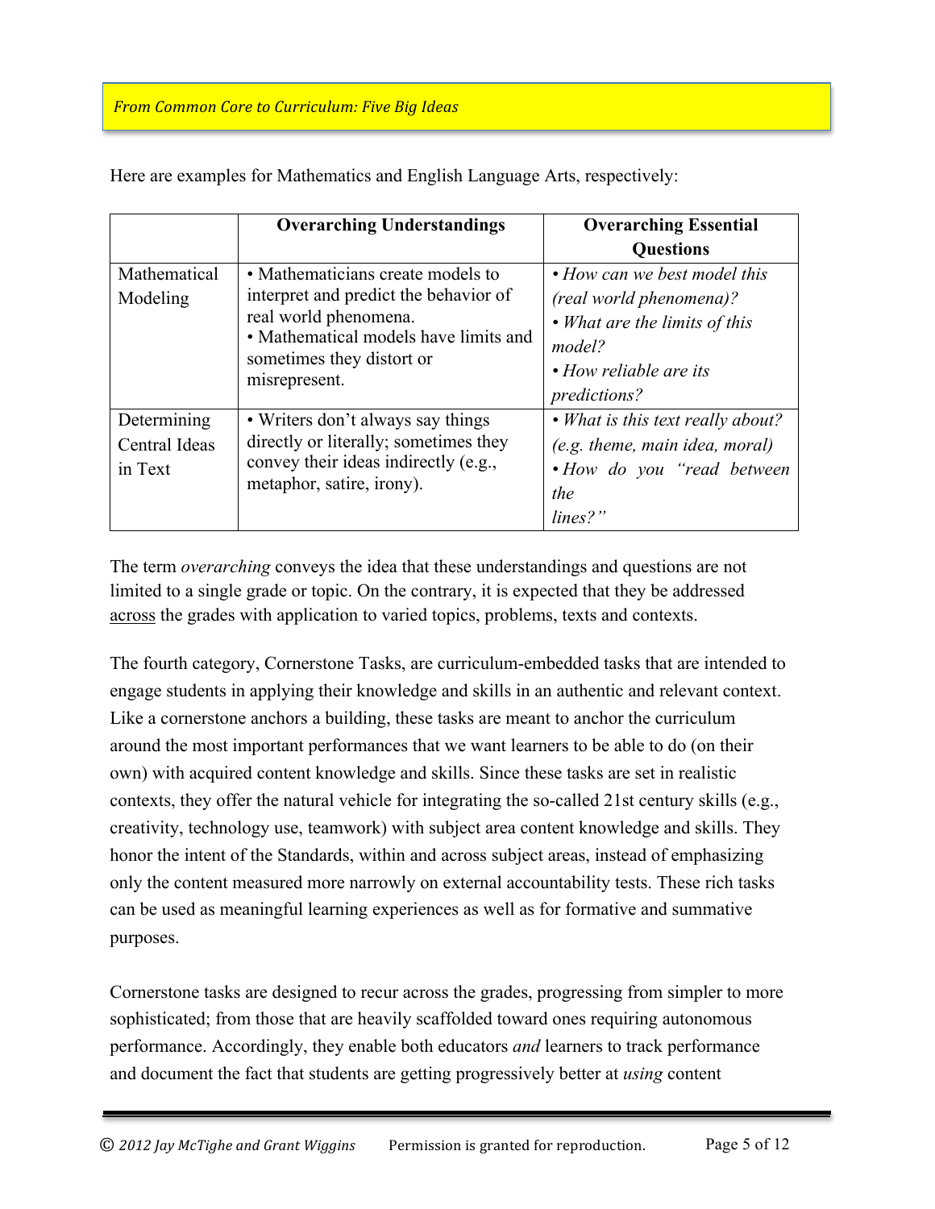Here are examples for Mathematics and English Language Arts, respectively:

| | **Overarching Understandings** | **Overarching Essential Questions** |
|---|---|---|
| Mathematical Modeling | • Mathematicians create models to interpret and predict the behavior of real world phenomena.<br>• Mathematical models have limits and sometimes they distort or misrepresent. | • *How can we best model this (real world phenomena)?*<br>• *What are the limits of this model?*<br>• *How reliable are its predictions?* |
| Determining Central Ideas in Text | • Writers don't always say things directly or literally; sometimes they convey their ideas indirectly (e.g., metaphor, satire, irony). | • *What is this text really about? (e.g. theme, main idea, moral)*<br>• *How do you "read between the lines?"* |

The term *overarching* conveys the idea that these understandings and questions are not limited to a single grade or topic. On the contrary, it is expected that they be addressed <u>across</u> the grades with application to varied topics, problems, texts and contexts.

The fourth category, Cornerstone Tasks, are curriculum-embedded tasks that are intended to engage students in applying their knowledge and skills in an authentic and relevant context. Like a cornerstone anchors a building, these tasks are meant to anchor the curriculum around the most important performances that we want learners to be able to do (on their own) with acquired content knowledge and skills. Since these tasks are set in realistic contexts, they offer the natural vehicle for integrating the so-called 21st century skills (e.g., creativity, technology use, teamwork) with subject area content knowledge and skills. They honor the intent of the Standards, within and across subject areas, instead of emphasizing only the content measured more narrowly on external accountability tests. These rich tasks can be used as meaningful learning experiences as well as for formative and summative purposes.

Cornerstone tasks are designed to recur across the grades, progressing from simpler to more sophisticated; from those that are heavily scaffolded toward ones requiring autonomous performance. Accordingly, they enable both educators *and* learners to track performance and document the fact that students are getting progressively better at *using* content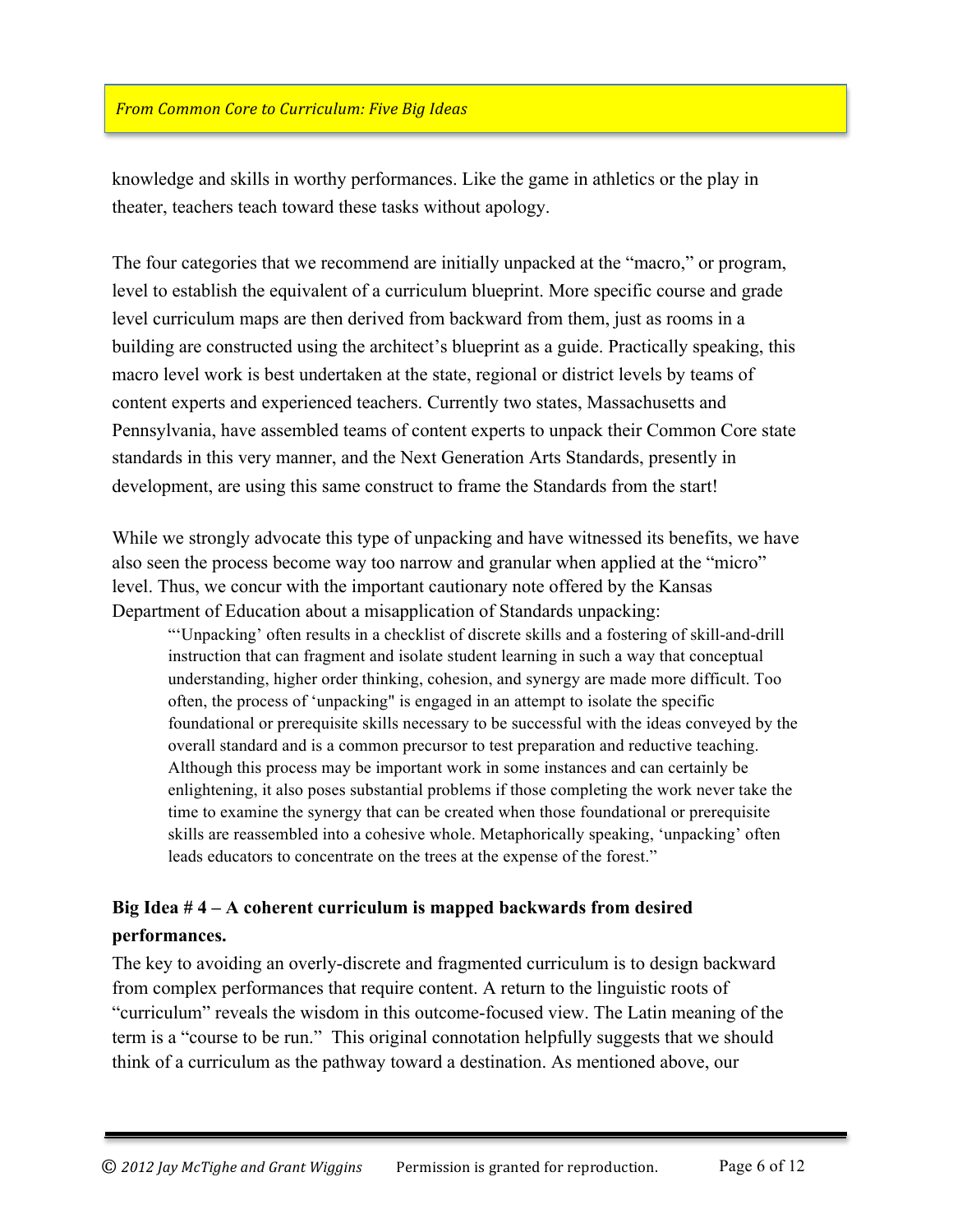knowledge and skills in worthy performances. Like the game in athletics or the play in theater, teachers teach toward these tasks without apology.

The four categories that we recommend are initially unpacked at the "macro," or program, level to establish the equivalent of a curriculum blueprint. More specific course and grade level curriculum maps are then derived from backward from them, just as rooms in a building are constructed using the architect's blueprint as a guide. Practically speaking, this macro level work is best undertaken at the state, regional or district levels by teams of content experts and experienced teachers. Currently two states, Massachusetts and Pennsylvania, have assembled teams of content experts to unpack their Common Core state standards in this very manner, and the Next Generation Arts Standards, presently in development, are using this same construct to frame the Standards from the start!

While we strongly advocate this type of unpacking and have witnessed its benefits, we have also seen the process become way too narrow and granular when applied at the "micro" level. Thus, we concur with the important cautionary note offered by the Kansas Department of Education about a misapplication of Standards unpacking:

> "'Unpacking' often results in a checklist of discrete skills and a fostering of skill-and-drill instruction that can fragment and isolate student learning in such a way that conceptual understanding, higher order thinking, cohesion, and synergy are made more difficult. Too often, the process of 'unpacking" is engaged in an attempt to isolate the specific foundational or prerequisite skills necessary to be successful with the ideas conveyed by the overall standard and is a common precursor to test preparation and reductive teaching. Although this process may be important work in some instances and can certainly be enlightening, it also poses substantial problems if those completing the work never take the time to examine the synergy that can be created when those foundational or prerequisite skills are reassembled into a cohesive whole. Metaphorically speaking, 'unpacking' often leads educators to concentrate on the trees at the expense of the forest."

### Big Idea # 4 – A coherent curriculum is mapped backwards from desired performances.

The key to avoiding an overly-discrete and fragmented curriculum is to design backward from complex performances that require content. A return to the linguistic roots of "curriculum" reveals the wisdom in this outcome-focused view. The Latin meaning of the term is a "course to be run." This original connotation helpfully suggests that we should think of a curriculum as the pathway toward a destination. As mentioned above, our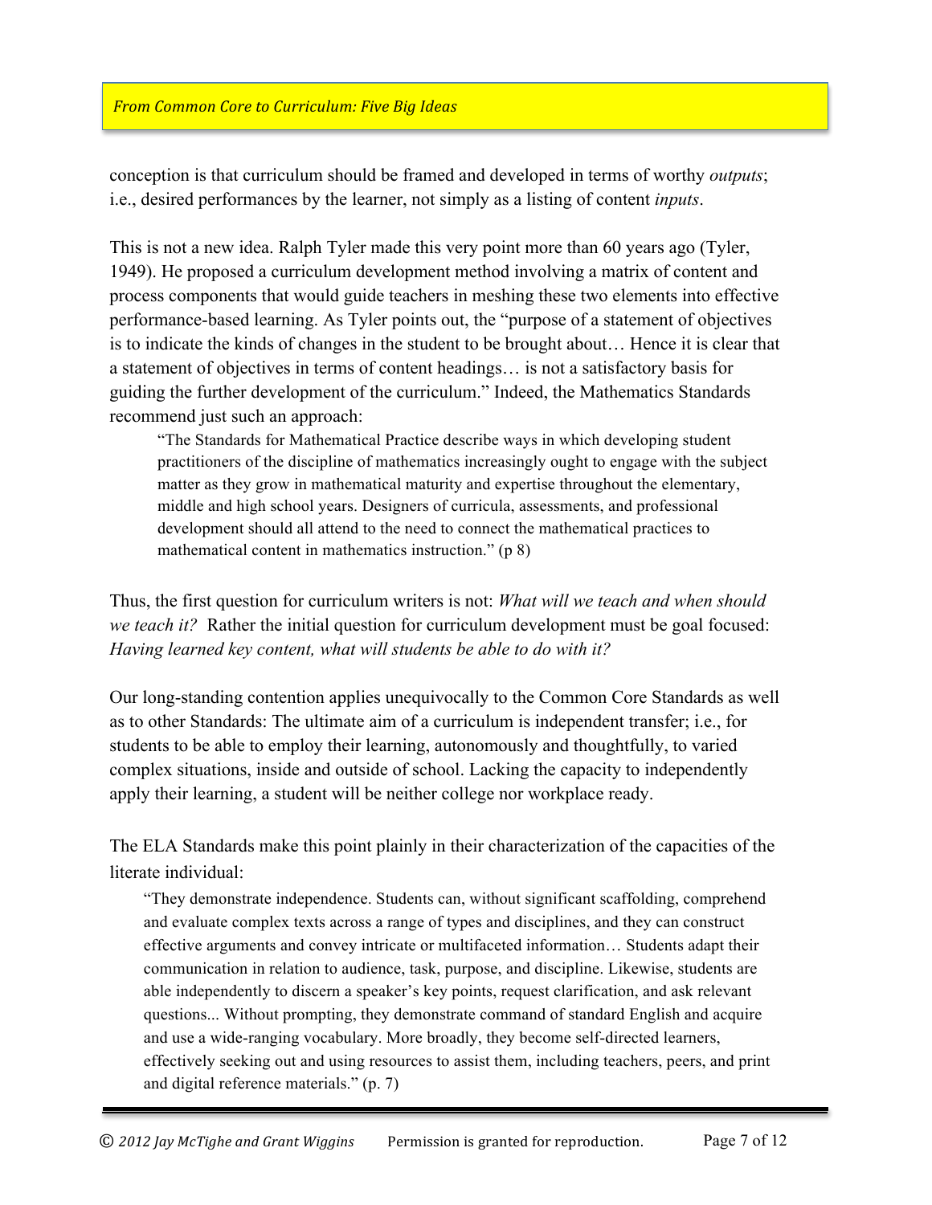conception is that curriculum should be framed and developed in terms of worthy *outputs*; i.e., desired performances by the learner, not simply as a listing of content *inputs*.

This is not a new idea. Ralph Tyler made this very point more than 60 years ago (Tyler, 1949). He proposed a curriculum development method involving a matrix of content and process components that would guide teachers in meshing these two elements into effective performance-based learning. As Tyler points out, the "purpose of a statement of objectives is to indicate the kinds of changes in the student to be brought about… Hence it is clear that a statement of objectives in terms of content headings… is not a satisfactory basis for guiding the further development of the curriculum." Indeed, the Mathematics Standards recommend just such an approach:

> "The Standards for Mathematical Practice describe ways in which developing student practitioners of the discipline of mathematics increasingly ought to engage with the subject matter as they grow in mathematical maturity and expertise throughout the elementary, middle and high school years. Designers of curricula, assessments, and professional development should all attend to the need to connect the mathematical practices to mathematical content in mathematics instruction." (p 8)

Thus, the first question for curriculum writers is not: *What will we teach and when should we teach it?* Rather the initial question for curriculum development must be goal focused: *Having learned key content, what will students be able to do with it?*

Our long-standing contention applies unequivocally to the Common Core Standards as well as to other Standards: The ultimate aim of a curriculum is independent transfer; i.e., for students to be able to employ their learning, autonomously and thoughtfully, to varied complex situations, inside and outside of school. Lacking the capacity to independently apply their learning, a student will be neither college nor workplace ready.

The ELA Standards make this point plainly in their characterization of the capacities of the literate individual:

> "They demonstrate independence. Students can, without significant scaffolding, comprehend and evaluate complex texts across a range of types and disciplines, and they can construct effective arguments and convey intricate or multifaceted information… Students adapt their communication in relation to audience, task, purpose, and discipline. Likewise, students are able independently to discern a speaker's key points, request clarification, and ask relevant questions... Without prompting, they demonstrate command of standard English and acquire and use a wide-ranging vocabulary. More broadly, they become self-directed learners, effectively seeking out and using resources to assist them, including teachers, peers, and print and digital reference materials." (p. 7)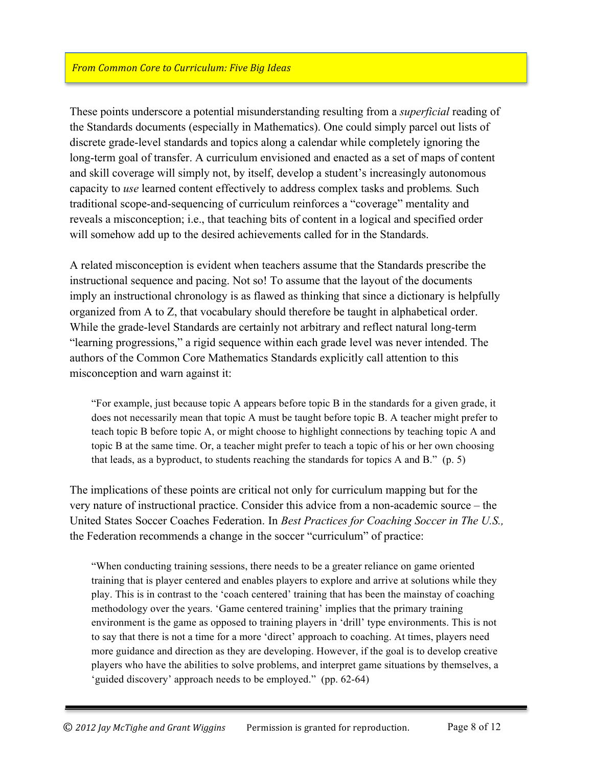These points underscore a potential misunderstanding resulting from a *superficial* reading of the Standards documents (especially in Mathematics). One could simply parcel out lists of discrete grade-level standards and topics along a calendar while completely ignoring the long-term goal of transfer. A curriculum envisioned and enacted as a set of maps of content and skill coverage will simply not, by itself, develop a student's increasingly autonomous capacity to *use* learned content effectively to address complex tasks and problems. Such traditional scope-and-sequencing of curriculum reinforces a "coverage" mentality and reveals a misconception; i.e., that teaching bits of content in a logical and specified order will somehow add up to the desired achievements called for in the Standards.

A related misconception is evident when teachers assume that the Standards prescribe the instructional sequence and pacing. Not so! To assume that the layout of the documents imply an instructional chronology is as flawed as thinking that since a dictionary is helpfully organized from A to Z, that vocabulary should therefore be taught in alphabetical order. While the grade-level Standards are certainly not arbitrary and reflect natural long-term "learning progressions," a rigid sequence within each grade level was never intended. The authors of the Common Core Mathematics Standards explicitly call attention to this misconception and warn against it:

> "For example, just because topic A appears before topic B in the standards for a given grade, it does not necessarily mean that topic A must be taught before topic B. A teacher might prefer to teach topic B before topic A, or might choose to highlight connections by teaching topic A and topic B at the same time. Or, a teacher might prefer to teach a topic of his or her own choosing that leads, as a byproduct, to students reaching the standards for topics A and B." (p. 5)

The implications of these points are critical not only for curriculum mapping but for the very nature of instructional practice. Consider this advice from a non-academic source – the United States Soccer Coaches Federation. In *Best Practices for Coaching Soccer in The U.S.,* the Federation recommends a change in the soccer "curriculum" of practice:

> "When conducting training sessions, there needs to be a greater reliance on game oriented training that is player centered and enables players to explore and arrive at solutions while they play. This is in contrast to the 'coach centered' training that has been the mainstay of coaching methodology over the years. 'Game centered training' implies that the primary training environment is the game as opposed to training players in 'drill' type environments. This is not to say that there is not a time for a more 'direct' approach to coaching. At times, players need more guidance and direction as they are developing. However, if the goal is to develop creative players who have the abilities to solve problems, and interpret game situations by themselves, a 'guided discovery' approach needs to be employed." (pp. 62-64)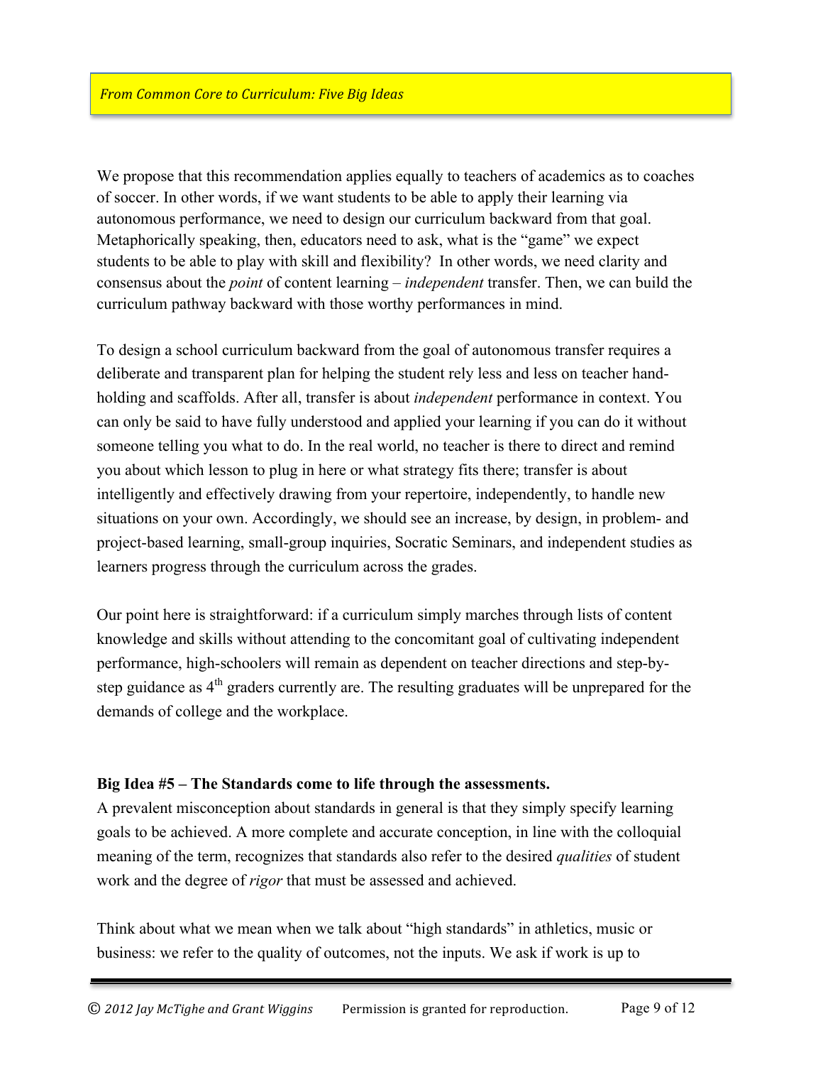We propose that this recommendation applies equally to teachers of academics as to coaches of soccer. In other words, if we want students to be able to apply their learning via autonomous performance, we need to design our curriculum backward from that goal. Metaphorically speaking, then, educators need to ask, what is the "game" we expect students to be able to play with skill and flexibility? In other words, we need clarity and consensus about the *point* of content learning – *independent* transfer. Then, we can build the curriculum pathway backward with those worthy performances in mind.

To design a school curriculum backward from the goal of autonomous transfer requires a deliberate and transparent plan for helping the student rely less and less on teacher hand-holding and scaffolds. After all, transfer is about *independent* performance in context. You can only be said to have fully understood and applied your learning if you can do it without someone telling you what to do. In the real world, no teacher is there to direct and remind you about which lesson to plug in here or what strategy fits there; transfer is about intelligently and effectively drawing from your repertoire, independently, to handle new situations on your own. Accordingly, we should see an increase, by design, in problem- and project-based learning, small-group inquiries, Socratic Seminars, and independent studies as learners progress through the curriculum across the grades.

Our point here is straightforward: if a curriculum simply marches through lists of content knowledge and skills without attending to the concomitant goal of cultivating independent performance, high-schoolers will remain as dependent on teacher directions and step-by-step guidance as 4th graders currently are. The resulting graduates will be unprepared for the demands of college and the workplace.

**Big Idea #5 – The Standards come to life through the assessments.**

A prevalent misconception about standards in general is that they simply specify learning goals to be achieved. A more complete and accurate conception, in line with the colloquial meaning of the term, recognizes that standards also refer to the desired *qualities* of student work and the degree of *rigor* that must be assessed and achieved.

Think about what we mean when we talk about "high standards" in athletics, music or business: we refer to the quality of outcomes, not the inputs. We ask if work is up to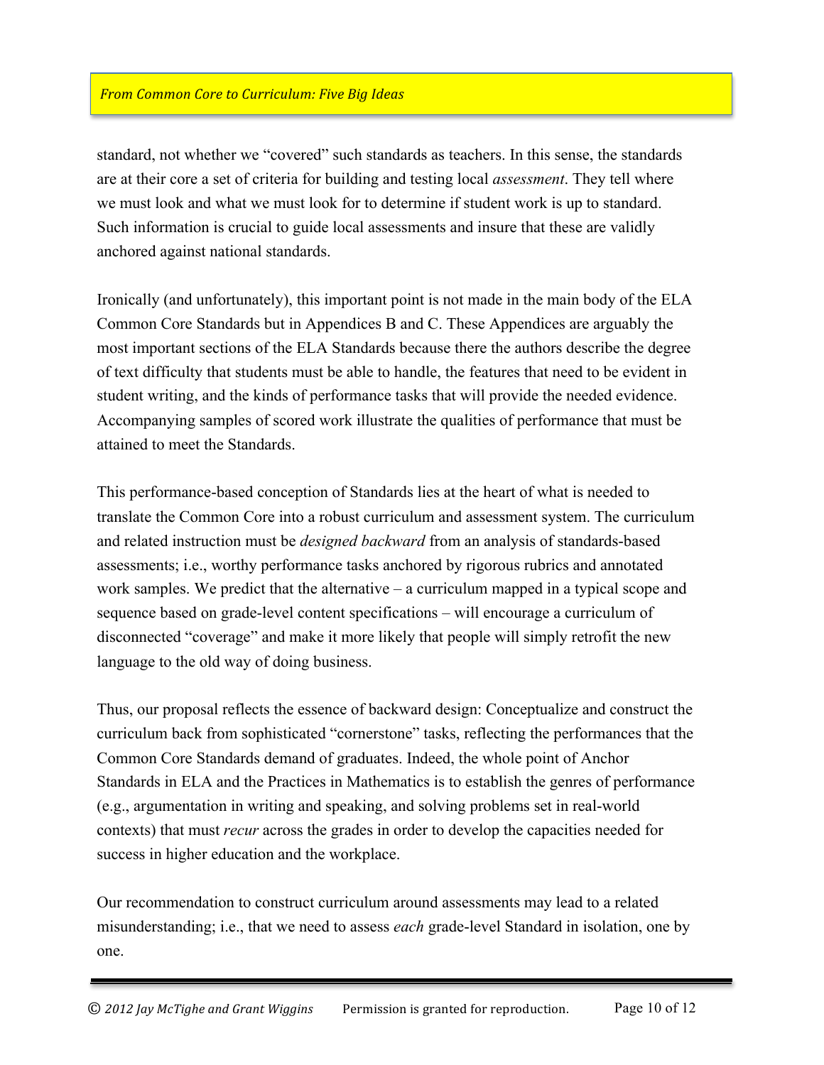standard, not whether we "covered" such standards as teachers. In this sense, the standards are at their core a set of criteria for building and testing local *assessment*. They tell where we must look and what we must look for to determine if student work is up to standard. Such information is crucial to guide local assessments and insure that these are validly anchored against national standards.

Ironically (and unfortunately), this important point is not made in the main body of the ELA Common Core Standards but in Appendices B and C. These Appendices are arguably the most important sections of the ELA Standards because there the authors describe the degree of text difficulty that students must be able to handle, the features that need to be evident in student writing, and the kinds of performance tasks that will provide the needed evidence. Accompanying samples of scored work illustrate the qualities of performance that must be attained to meet the Standards.

This performance-based conception of Standards lies at the heart of what is needed to translate the Common Core into a robust curriculum and assessment system. The curriculum and related instruction must be *designed backward* from an analysis of standards-based assessments; i.e., worthy performance tasks anchored by rigorous rubrics and annotated work samples. We predict that the alternative – a curriculum mapped in a typical scope and sequence based on grade-level content specifications – will encourage a curriculum of disconnected "coverage" and make it more likely that people will simply retrofit the new language to the old way of doing business.

Thus, our proposal reflects the essence of backward design: Conceptualize and construct the curriculum back from sophisticated "cornerstone" tasks, reflecting the performances that the Common Core Standards demand of graduates. Indeed, the whole point of Anchor Standards in ELA and the Practices in Mathematics is to establish the genres of performance (e.g., argumentation in writing and speaking, and solving problems set in real-world contexts) that must *recur* across the grades in order to develop the capacities needed for success in higher education and the workplace.

Our recommendation to construct curriculum around assessments may lead to a related misunderstanding; i.e., that we need to assess *each* grade-level Standard in isolation, one by one.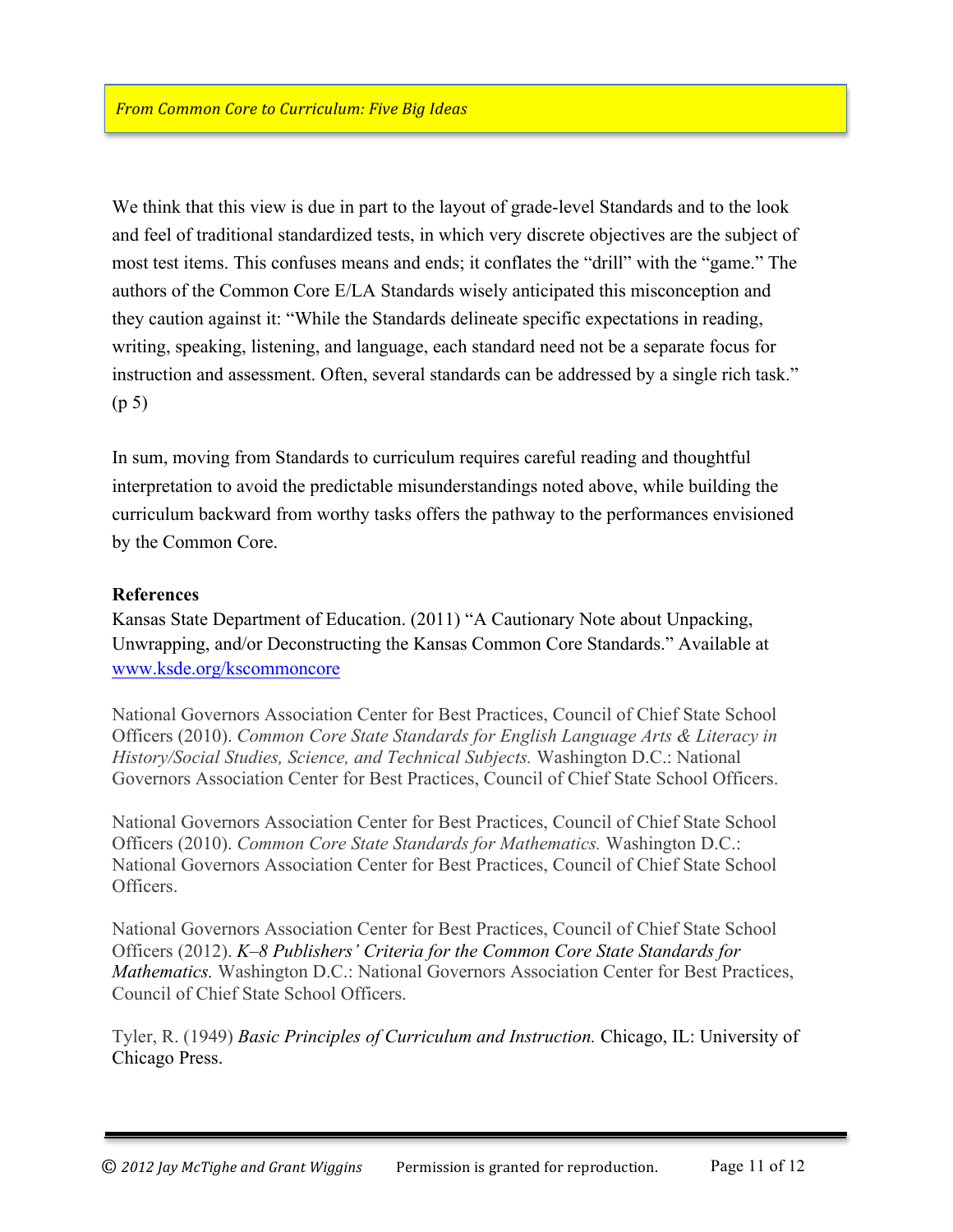We think that this view is due in part to the layout of grade-level Standards and to the look and feel of traditional standardized tests, in which very discrete objectives are the subject of most test items. This confuses means and ends; it conflates the "drill" with the "game." The authors of the Common Core E/LA Standards wisely anticipated this misconception and they caution against it: "While the Standards delineate specific expectations in reading, writing, speaking, listening, and language, each standard need not be a separate focus for instruction and assessment. Often, several standards can be addressed by a single rich task." (p 5)

In sum, moving from Standards to curriculum requires careful reading and thoughtful interpretation to avoid the predictable misunderstandings noted above, while building the curriculum backward from worthy tasks offers the pathway to the performances envisioned by the Common Core.

**References**

Kansas State Department of Education. (2011) "A Cautionary Note about Unpacking, Unwrapping, and/or Deconstructing the Kansas Common Core Standards." Available at www.ksde.org/kscommoncore

National Governors Association Center for Best Practices, Council of Chief State School Officers (2010). *Common Core State Standards for English Language Arts & Literacy in History/Social Studies, Science, and Technical Subjects.* Washington D.C.: National Governors Association Center for Best Practices, Council of Chief State School Officers.

National Governors Association Center for Best Practices, Council of Chief State School Officers (2010). *Common Core State Standards for Mathematics.* Washington D.C.: National Governors Association Center for Best Practices, Council of Chief State School Officers.

National Governors Association Center for Best Practices, Council of Chief State School Officers (2012). *K–8 Publishers' Criteria for the Common Core State Standards for Mathematics.* Washington D.C.: National Governors Association Center for Best Practices, Council of Chief State School Officers.

Tyler, R. (1949) *Basic Principles of Curriculum and Instruction.* Chicago, IL: University of Chicago Press.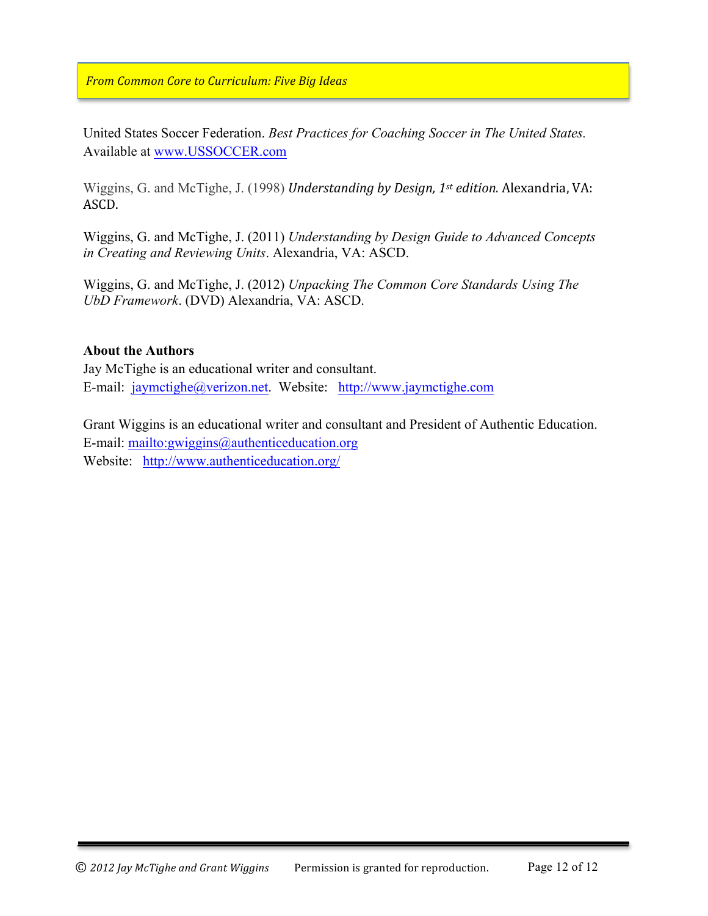United States Soccer Federation. *Best Practices for Coaching Soccer in The United States.* Available at www.USSOCCER.com

Wiggins, G. and McTighe, J. (1998) *Understanding by Design, 1st edition.* Alexandria, VA: ASCD.

Wiggins, G. and McTighe, J. (2011) *Understanding by Design Guide to Advanced Concepts in Creating and Reviewing Units*. Alexandria, VA: ASCD.

Wiggins, G. and McTighe, J. (2012) *Unpacking The Common Core Standards Using The UbD Framework*. (DVD) Alexandria, VA: ASCD.

**About the Authors**

Jay McTighe is an educational writer and consultant.
E-mail: jaymctighe@verizon.net. Website: http://www.jaymctighe.com

Grant Wiggins is an educational writer and consultant and President of Authentic Education.
E-mail: mailto:gwiggins@authenticeducation.org
Website: http://www.authenticeducation.org/

© 2012 Jay McTighe and Grant Wiggins Permission is granted for reproduction.